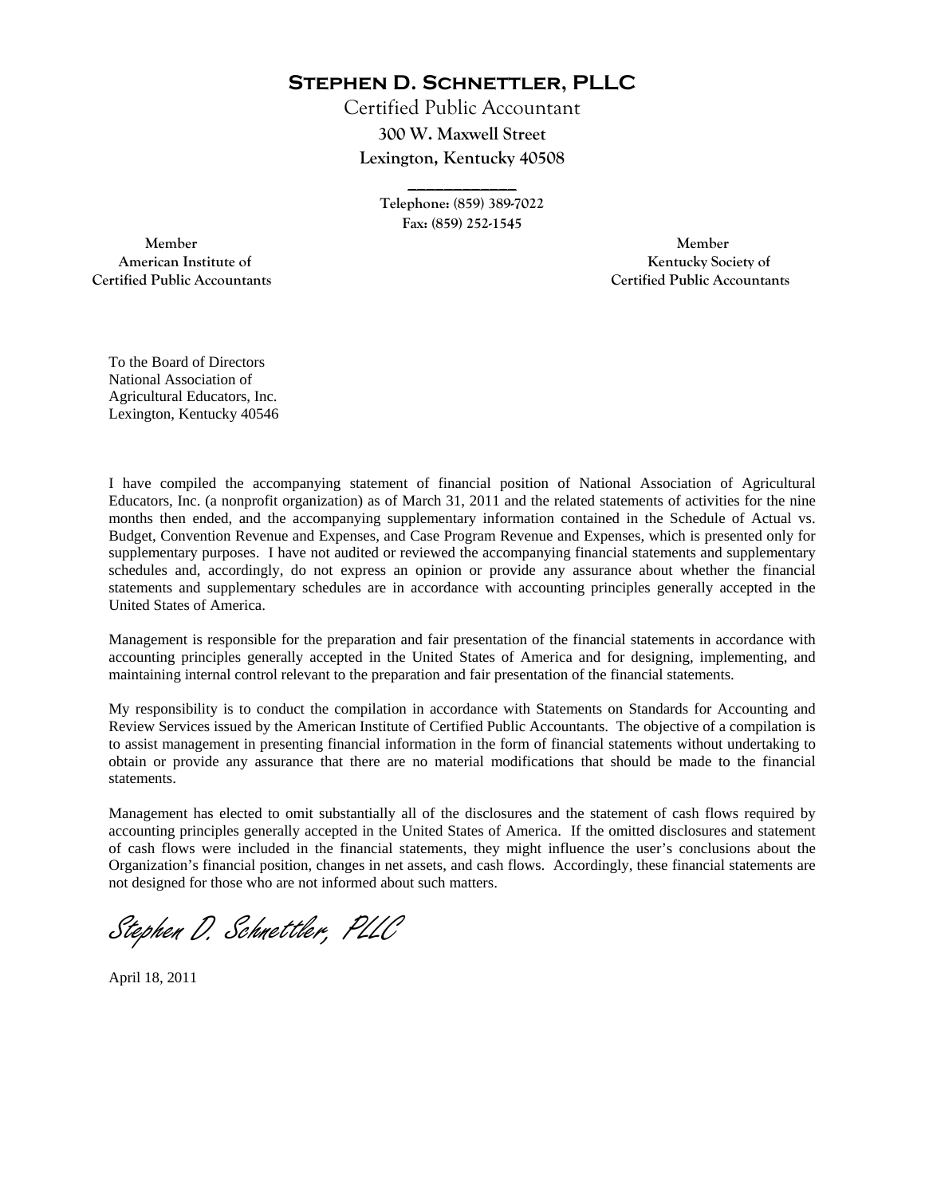# Stephen D. Schnettler, PLLC

Certified Public Accountant
**300 W. Maxwell Street**
**Lexington, Kentucky 40508**

---

Telephone: (859) 389-7022
Fax: (859) 252-1545

Member
American Institute of
Certified Public Accountants

Member
Kentucky Society of
Certified Public Accountants

To the Board of Directors
National Association of
Agricultural Educators, Inc.
Lexington, Kentucky 40546

I have compiled the accompanying statement of financial position of National Association of Agricultural Educators, Inc. (a nonprofit organization) as of March 31, 2011 and the related statements of activities for the nine months then ended, and the accompanying supplementary information contained in the Schedule of Actual vs. Budget, Convention Revenue and Expenses, and Case Program Revenue and Expenses, which is presented only for supplementary purposes. I have not audited or reviewed the accompanying financial statements and supplementary schedules and, accordingly, do not express an opinion or provide any assurance about whether the financial statements and supplementary schedules are in accordance with accounting principles generally accepted in the United States of America.

Management is responsible for the preparation and fair presentation of the financial statements in accordance with accounting principles generally accepted in the United States of America and for designing, implementing, and maintaining internal control relevant to the preparation and fair presentation of the financial statements.

My responsibility is to conduct the compilation in accordance with Statements on Standards for Accounting and Review Services issued by the American Institute of Certified Public Accountants. The objective of a compilation is to assist management in presenting financial information in the form of financial statements without undertaking to obtain or provide any assurance that there are no material modifications that should be made to the financial statements.

Management has elected to omit substantially all of the disclosures and the statement of cash flows required by accounting principles generally accepted in the United States of America. If the omitted disclosures and statement of cash flows were included in the financial statements, they might influence the user's conclusions about the Organization's financial position, changes in net assets, and cash flows. Accordingly, these financial statements are not designed for those who are not informed about such matters.

*Stephen D. Schnettler, PLLC*

April 18, 2011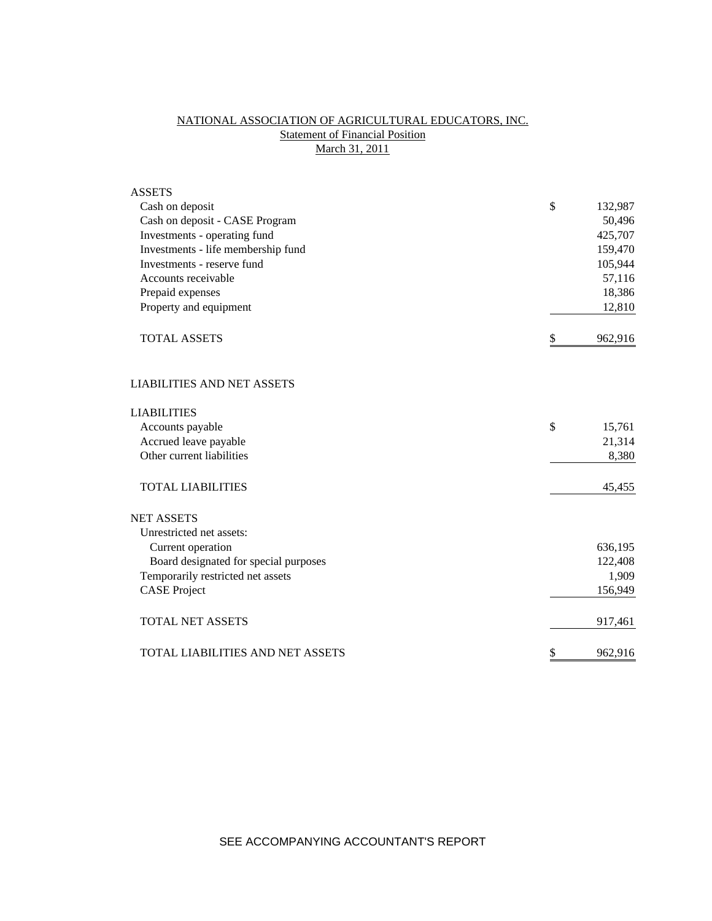# NATIONAL ASSOCIATION OF AGRICULTURAL EDUCATORS, INC.

## Statement of Financial Position

### March 31, 2011

| | |
|---|---|
| **ASSETS** | |
| Cash on deposit | $ 132,987 |
| Cash on deposit - CASE Program | 50,496 |
| Investments - operating fund | 425,707 |
| Investments - life membership fund | 159,470 |
| Investments - reserve fund | 105,944 |
| Accounts receivable | 57,116 |
| Prepaid expenses | 18,386 |
| Property and equipment | 12,810 |
| TOTAL ASSETS | $ 962,916 |
| | |
| **LIABILITIES AND NET ASSETS** | |
| | |
| **LIABILITIES** | |
| Accounts payable | $ 15,761 |
| Accrued leave payable | 21,314 |
| Other current liabilities | 8,380 |
| TOTAL LIABILITIES | 45,455 |
| | |
| **NET ASSETS** | |
| Unrestricted net assets: | |
| Current operation | 636,195 |
| Board designated for special purposes | 122,408 |
| Temporarily restricted net assets | 1,909 |
| CASE Project | 156,949 |
| TOTAL NET ASSETS | 917,461 |
| | |
| TOTAL LIABILITIES AND NET ASSETS | $ 962,916 |

SEE ACCOMPANYING ACCOUNTANT'S REPORT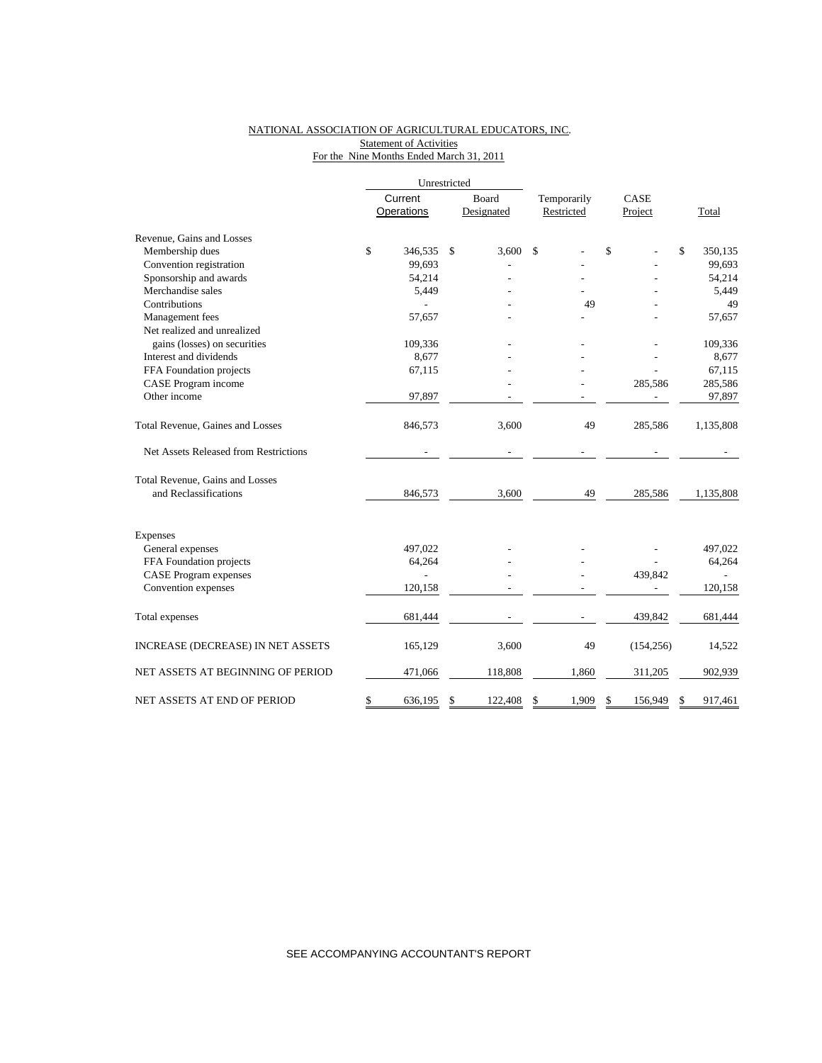NATIONAL ASSOCIATION OF AGRICULTURAL EDUCATORS, INC.
Statement of Activities
For the Nine Months Ended March 31, 2011

| | Unrestricted | | | | |
|---|---|---|---|---|---|
| | Current Operations | Board Designated | Temporarily Restricted | CASE Project | Total |
| Revenue, Gains and Losses | | | | | |
| Membership dues | $ 346,535 | $ 3,600 | $ - | $ - | $ 350,135 |
| Convention registration | 99,693 | - | - | - | 99,693 |
| Sponsorship and awards | 54,214 | - | - | - | 54,214 |
| Merchandise sales | 5,449 | - | - | - | 5,449 |
| Contributions | - | - | 49 | - | 49 |
| Management fees | 57,657 | - | - | - | 57,657 |
| Net realized and unrealized gains (losses) on securities | 109,336 | - | - | - | 109,336 |
| Interest and dividends | 8,677 | - | - | - | 8,677 |
| FFA Foundation projects | 67,115 | - | - | - | 67,115 |
| CASE Program income | | - | - | 285,586 | 285,586 |
| Other income | 97,897 | - | - | - | 97,897 |
| Total Revenue, Gaines and Losses | 846,573 | 3,600 | 49 | 285,586 | 1,135,808 |
| Net Assets Released from Restrictions | - | - | - | - | - |
| Total Revenue, Gains and Losses and Reclassifications | 846,573 | 3,600 | 49 | 285,586 | 1,135,808 |
| Expenses | | | | | |
| General expenses | 497,022 | - | - | - | 497,022 |
| FFA Foundation projects | 64,264 | - | - | - | 64,264 |
| CASE Program expenses | - | - | - | 439,842 | - |
| Convention expenses | 120,158 | - | - | - | 120,158 |
| Total expenses | 681,444 | - | - | 439,842 | 681,444 |
| INCREASE (DECREASE) IN NET ASSETS | 165,129 | 3,600 | 49 | (154,256) | 14,522 |
| NET ASSETS AT BEGINNING OF PERIOD | 471,066 | 118,808 | 1,860 | 311,205 | 902,939 |
| NET ASSETS AT END OF PERIOD | $ 636,195 | $ 122,408 | $ 1,909 | $ 156,949 | $ 917,461 |

SEE ACCOMPANYING ACCOUNTANT'S REPORT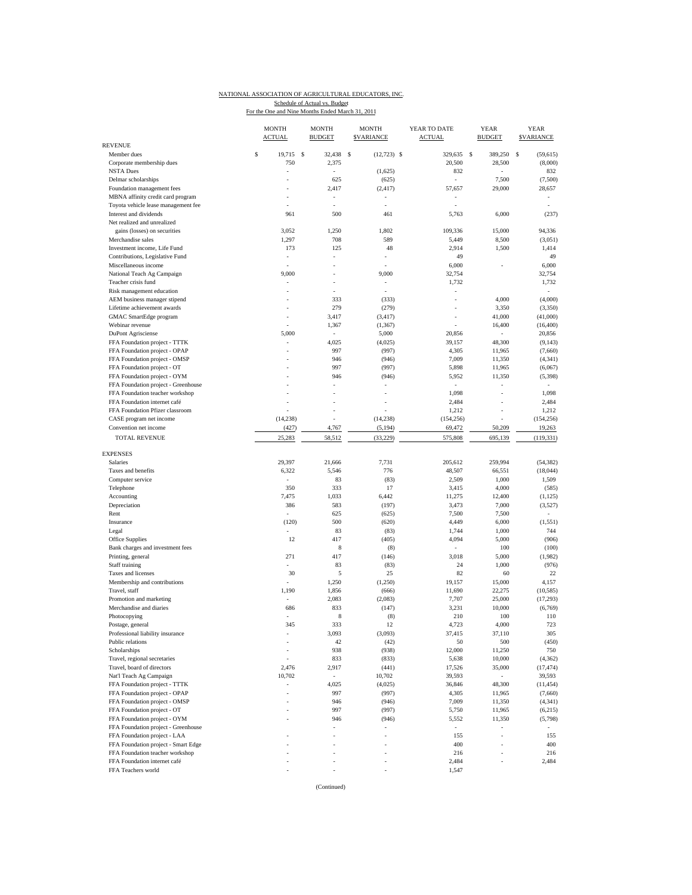NATIONAL ASSOCIATION OF AGRICULTURAL EDUCATORS, INC.

Schedule of Actual vs. Budget

For the One and Nine Months Ended March 31, 2011

| | MONTH ACTUAL | MONTH BUDGET | MONTH $VARIANCE | YEAR TO DATE ACTUAL | YEAR BUDGET | YEAR $VARIANCE |
|---|---|---|---|---|---|---|
| REVENUE | | | | | | |
| Member dues | $ 19,715 | $ 32,438 | $ (12,723) | $ 329,635 | $ 389,250 | $ (59,615) |
| Corporate membership dues | 750 | 2,375 | | 20,500 | 28,500 | (8,000) |
| NSTA Dues | - | - | (1,625) | 832 | - | 832 |
| Delmar scholarships | - | 625 | (625) | - | 7,500 | (7,500) |
| Foundation management fees | - | 2,417 | (2,417) | 57,657 | 29,000 | 28,657 |
| MBNA affinity credit card program | - | - | - | - | | - |
| Toyota vehicle lease management fee | - | - | - | - | | - |
| Interest and dividends | 961 | 500 | 461 | 5,763 | 6,000 | (237) |
| Net realized and unrealized gains (losses) on securities | 3,052 | 1,250 | 1,802 | 109,336 | 15,000 | 94,336 |
| Merchandise sales | 1,297 | 708 | 589 | 5,449 | 8,500 | (3,051) |
| Investment income, Life Fund | 173 | 125 | 48 | 2,914 | 1,500 | 1,414 |
| Contributions, Legislative Fund | - | - | - | 49 | | 49 |
| Miscellaneous income | - | - | - | 6,000 | - | 6,000 |
| National Teach Ag Campaign | 9,000 | - | 9,000 | 32,754 | | 32,754 |
| Teacher crisis fund | - | - | - | 1,732 | | 1,732 |
| Risk management education | - | - | - | - | | - |
| AEM business manager stipend | - | 333 | (333) | - | 4,000 | (4,000) |
| Lifetime achievement awards | - | 279 | (279) | - | 3,350 | (3,350) |
| GMAC SmartEdge program | - | 3,417 | (3,417) | - | 41,000 | (41,000) |
| Webinar revenue | - | 1,367 | (1,367) | - | 16,400 | (16,400) |
| DuPont Agrisciense | 5,000 | - | 5,000 | 20,856 | - | 20,856 |
| FFA Foundation project - TTTK | - | 4,025 | (4,025) | 39,157 | 48,300 | (9,143) |
| FFA Foundation project - OPAP | - | 997 | (997) | 4,305 | 11,965 | (7,660) |
| FFA Foundation project - OMSP | - | 946 | (946) | 7,009 | 11,350 | (4,341) |
| FFA Foundation project - OT | - | 997 | (997) | 5,898 | 11,965 | (6,067) |
| FFA Foundation project - OYM | - | 946 | (946) | 5,952 | 11,350 | (5,398) |
| FFA Foundation project - Greenhouse | - | - | - | - | - | - |
| FFA Foundation teacher workshop | - | - | - | 1,098 | - | 1,098 |
| FFA Foundation internet café | - | - | - | 2,484 | - | 2,484 |
| FFA Foundation Pfizer classroom | - | - | - | 1,212 | - | 1,212 |
| CASE program net income | (14,238) | - | (14,238) | (154,256) | - | (154,256) |
| Convention net income | (427) | 4,767 | (5,194) | 69,472 | 50,209 | 19,263 |
| TOTAL REVENUE | 25,283 | 58,512 | (33,229) | 575,808 | 695,139 | (119,331) |
| | | | | | | |
| EXPENSES | | | | | | |
| Salaries | 29,397 | 21,666 | 7,731 | 205,612 | 259,994 | (54,382) |
| Taxes and benefits | 6,322 | 5,546 | 776 | 48,507 | 66,551 | (18,044) |
| Computer service | - | 83 | (83) | 2,509 | 1,000 | 1,509 |
| Telephone | 350 | 333 | 17 | 3,415 | 4,000 | (585) |
| Accounting | 7,475 | 1,033 | 6,442 | 11,275 | 12,400 | (1,125) |
| Depreciation | 386 | 583 | (197) | 3,473 | 7,000 | (3,527) |
| Rent | - | 625 | (625) | 7,500 | 7,500 | - |
| Insurance | (120) | 500 | (620) | 4,449 | 6,000 | (1,551) |
| Legal | - | 83 | (83) | 1,744 | 1,000 | 744 |
| Office Supplies | 12 | 417 | (405) | 4,094 | 5,000 | (906) |
| Bank charges and investment fees | | 8 | (8) | - | 100 | (100) |
| Printing, general | 271 | 417 | (146) | 3,018 | 5,000 | (1,982) |
| Staff training | - | 83 | (83) | 24 | 1,000 | (976) |
| Taxes and licenses | 30 | 5 | 25 | 82 | 60 | 22 |
| Membership and contributions | - | 1,250 | (1,250) | 19,157 | 15,000 | 4,157 |
| Travel, staff | 1,190 | 1,856 | (666) | 11,690 | 22,275 | (10,585) |
| Promotion and marketing | - | 2,083 | (2,083) | 7,707 | 25,000 | (17,293) |
| Merchandise and diaries | 686 | 833 | (147) | 3,231 | 10,000 | (6,769) |
| Photocopying | - | 8 | (8) | 210 | 100 | 110 |
| Postage, general | 345 | 333 | 12 | 4,723 | 4,000 | 723 |
| Professional liability insurance | - | 3,093 | (3,093) | 37,415 | 37,110 | 305 |
| Public relations | - | 42 | (42) | 50 | 500 | (450) |
| Scholarships | - | 938 | (938) | 12,000 | 11,250 | 750 |
| Travel, regional secretaries | - | 833 | (833) | 5,638 | 10,000 | (4,362) |
| Travel, board of directors | 2,476 | 2,917 | (441) | 17,526 | 35,000 | (17,474) |
| Nat'l Teach Ag Campaign | 10,702 | - | 10,702 | 39,593 | - | 39,593 |
| FFA Foundation project - TTTK | - | 4,025 | (4,025) | 36,846 | 48,300 | (11,454) |
| FFA Foundation project - OPAP | - | 997 | (997) | 4,305 | 11,965 | (7,660) |
| FFA Foundation project - OMSP | - | 946 | (946) | 7,009 | 11,350 | (4,341) |
| FFA Foundation project - OT | - | 997 | (997) | 5,750 | 11,965 | (6,215) |
| FFA Foundation project - OYM | - | 946 | (946) | 5,552 | 11,350 | (5,798) |
| FFA Foundation project - Greenhouse | | - | - | - | - | - |
| FFA Foundation project - LAA | - | - | - | 155 | - | 155 |
| FFA Foundation project - Smart Edge | - | - | - | 400 | - | 400 |
| FFA Foundation teacher workshop | - | - | - | 216 | - | 216 |
| FFA Foundation internet café | - | - | - | 2,484 | - | 2,484 |
| FFA Teachers world | - | - | - | 1,547 | | |

(Continued)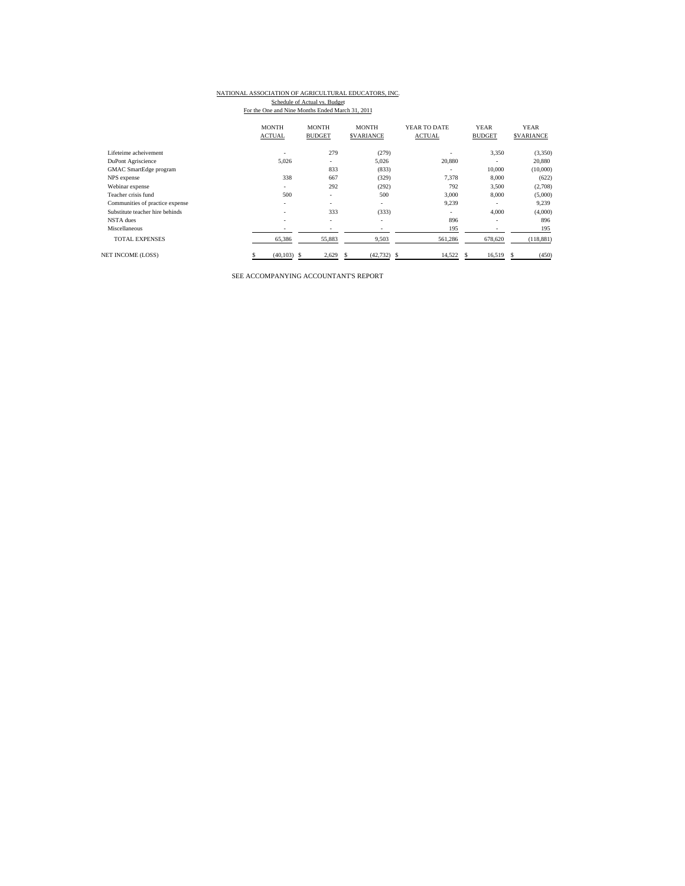NATIONAL ASSOCIATION OF AGRICULTURAL EDUCATORS, INC.

Schedule of Actual vs. Budget

For the One and Nine Months Ended March 31, 2011

| | MONTH ACTUAL | MONTH BUDGET | MONTH $VARIANCE | YEAR TO DATE ACTUAL | YEAR BUDGET | YEAR $VARIANCE |
|---|---|---|---|---|---|---|
| Lifeteime acheivement | - | 279 | (279) | - | 3,350 | (3,350) |
| DuPont Agriscience | 5,026 | - | 5,026 | 20,880 | - | 20,880 |
| GMAC SmartEdge program | | 833 | (833) | - | 10,000 | (10,000) |
| NPS expense | 338 | 667 | (329) | 7,378 | 8,000 | (622) |
| Webinar expense | - | 292 | (292) | 792 | 3,500 | (2,708) |
| Teacher crisis fund | 500 | - | 500 | 3,000 | 8,000 | (5,000) |
| Communities of practice expense | - | - | - | 9,239 | - | 9,239 |
| Substitute teacher hire behinds | - | 333 | (333) | - | 4,000 | (4,000) |
| NSTA dues | - | - | - | 896 | - | 896 |
| Miscellaneous | - | - | - | 195 | - | 195 |
| TOTAL EXPENSES | 65,386 | 55,883 | 9,503 | 561,286 | 678,620 | (118,881) |
| NET INCOME (LOSS) | $ (40,103) | $ 2,629 | $ (42,732) | $ 14,522 | $ 16,519 | $ (450) |

SEE ACCOMPANYING ACCOUNTANT'S REPORT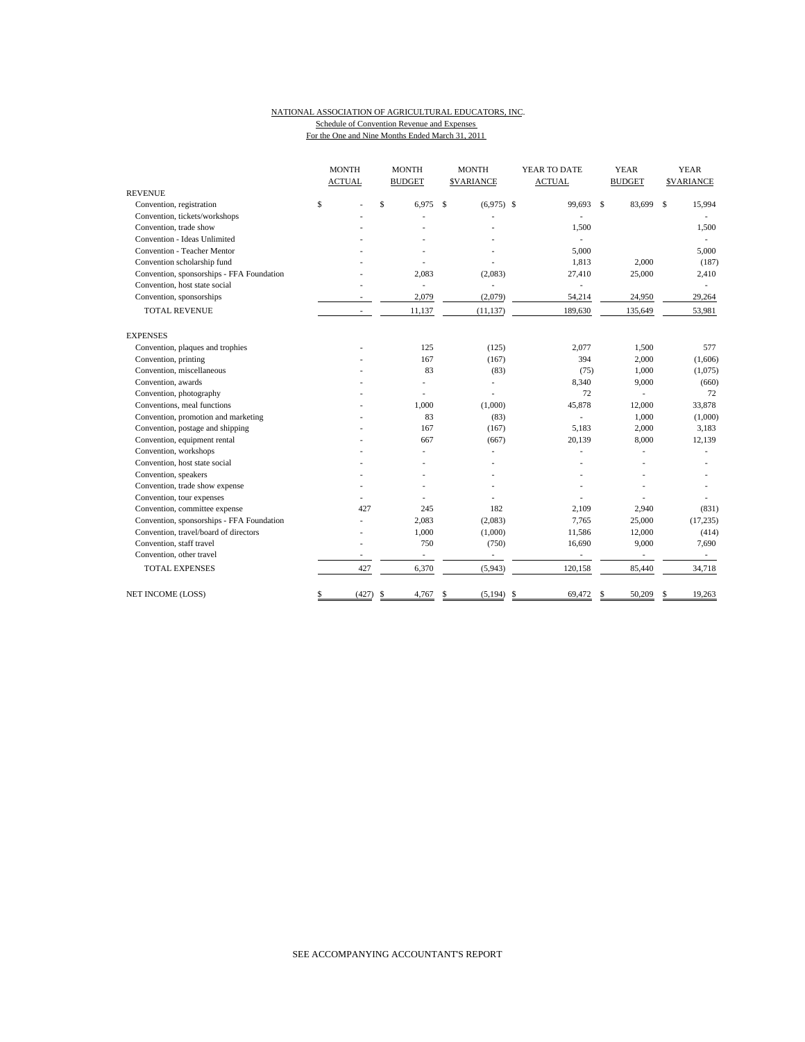NATIONAL ASSOCIATION OF AGRICULTURAL EDUCATORS, INC.

Schedule of Convention Revenue and Expenses

For the One and Nine Months Ended March 31, 2011

| | MONTH ACTUAL | MONTH BUDGET | MONTH $VARIANCE | YEAR TO DATE ACTUAL | YEAR BUDGET | YEAR $VARIANCE |
|---|---|---|---|---|---|---|
| **REVENUE** | | | | | | |
| Convention, registration | $ - | $ 6,975 | $ (6,975) | $ 99,693 | $ 83,699 | $ 15,994 |
| Convention, tickets/workshops | - | - | - | - | | - |
| Convention, trade show | - | - | - | 1,500 | | 1,500 |
| Convention - Ideas Unlimited | - | - | - | - | | - |
| Convention - Teacher Mentor | - | - | - | 5,000 | | 5,000 |
| Convention scholarship fund | - | - | - | 1,813 | 2,000 | (187) |
| Convention, sponsorships - FFA Foundation | - | 2,083 | (2,083) | 27,410 | 25,000 | 2,410 |
| Convention, host state social | - | - | - | - | | - |
| Convention, sponsorships | - | 2,079 | (2,079) | 54,214 | 24,950 | 29,264 |
| TOTAL REVENUE | - | 11,137 | (11,137) | 189,630 | 135,649 | 53,981 |
| **EXPENSES** | | | | | | |
| Convention, plaques and trophies | - | 125 | (125) | 2,077 | 1,500 | 577 |
| Convention, printing | - | 167 | (167) | 394 | 2,000 | (1,606) |
| Convention, miscellaneous | - | 83 | (83) | (75) | 1,000 | (1,075) |
| Convention, awards | - | - | - | 8,340 | 9,000 | (660) |
| Convention, photography | - | - | - | 72 | - | 72 |
| Conventions, meal functions | - | 1,000 | (1,000) | 45,878 | 12,000 | 33,878 |
| Convention, promotion and marketing | - | 83 | (83) | - | 1,000 | (1,000) |
| Convention, postage and shipping | - | 167 | (167) | 5,183 | 2,000 | 3,183 |
| Convention, equipment rental | - | 667 | (667) | 20,139 | 8,000 | 12,139 |
| Convention, workshops | - | - | - | - | - | - |
| Convention, host state social | - | - | - | - | - | - |
| Convention, speakers | - | - | - | - | - | - |
| Convention, trade show expense | - | - | - | - | - | - |
| Convention, tour expenses | - | - | - | - | - | - |
| Convention, committee expense | 427 | 245 | 182 | 2,109 | 2,940 | (831) |
| Convention, sponsorships - FFA Foundation | - | 2,083 | (2,083) | 7,765 | 25,000 | (17,235) |
| Convention, travel/board of directors | - | 1,000 | (1,000) | 11,586 | 12,000 | (414) |
| Convention, staff travel | - | 750 | (750) | 16,690 | 9,000 | 7,690 |
| Convention, other travel | - | - | - | - | - | - |
| TOTAL EXPENSES | 427 | 6,370 | (5,943) | 120,158 | 85,440 | 34,718 |
| NET INCOME (LOSS) | $ (427) | $ 4,767 | $ (5,194) | $ 69,472 | $ 50,209 | $ 19,263 |

SEE ACCOMPANYING ACCOUNTANT'S REPORT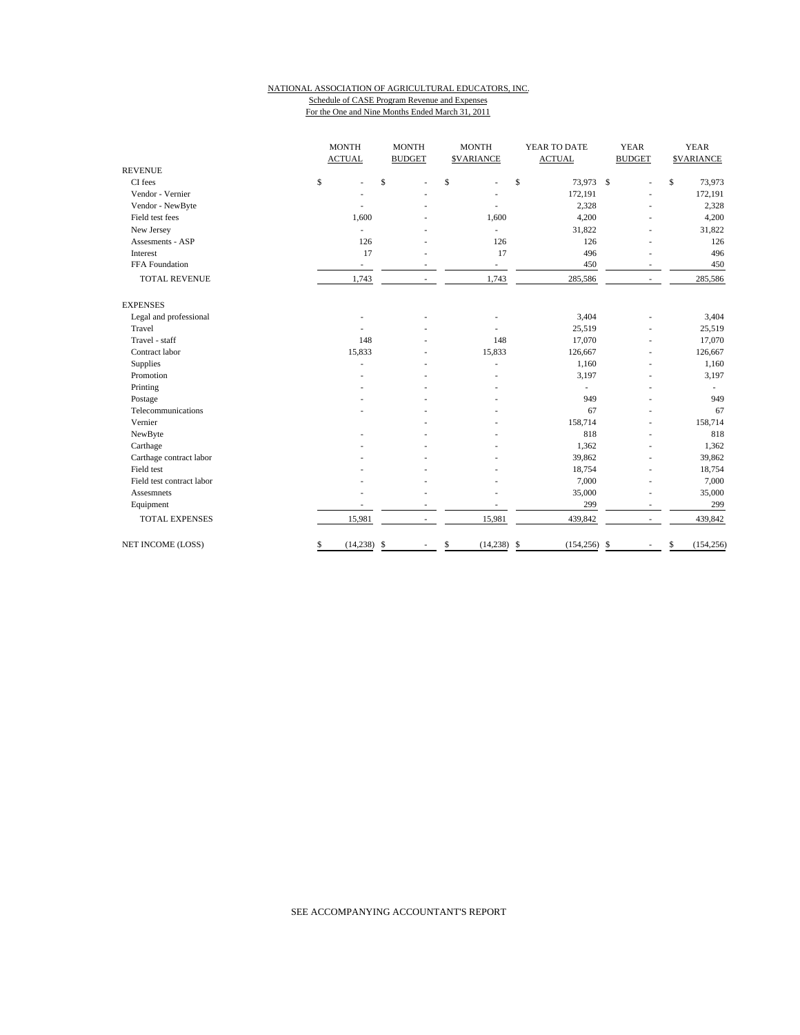NATIONAL ASSOCIATION OF AGRICULTURAL EDUCATORS, INC.
Schedule of CASE Program Revenue and Expenses
For the One and Nine Months Ended March 31, 2011

| | MONTH ACTUAL | MONTH BUDGET | MONTH $VARIANCE | YEAR TO DATE ACTUAL | YEAR BUDGET | YEAR $VARIANCE |
|---|---|---|---|---|---|---|
| REVENUE | | | | | | |
| CI fees | $ - | $ - | $ - | $ 73,973 | $ - | $ 73,973 |
| Vendor - Vernier | - | - | - | 172,191 | - | 172,191 |
| Vendor - NewByte | - | - | - | 2,328 | - | 2,328 |
| Field test fees | 1,600 | - | 1,600 | 4,200 | - | 4,200 |
| New Jersey | - | - | - | 31,822 | - | 31,822 |
| Assesments - ASP | 126 | - | 126 | 126 | - | 126 |
| Interest | 17 | - | 17 | 496 | - | 496 |
| FFA Foundation | - | - | - | 450 | - | 450 |
| TOTAL REVENUE | 1,743 | - | 1,743 | 285,586 | - | 285,586 |
| EXPENSES | | | | | | |
| Legal and professional | - | - | - | 3,404 | - | 3,404 |
| Travel | - | - | - | 25,519 | - | 25,519 |
| Travel - staff | 148 | - | 148 | 17,070 | - | 17,070 |
| Contract labor | 15,833 | - | 15,833 | 126,667 | - | 126,667 |
| Supplies | - | - | - | 1,160 | - | 1,160 |
| Promotion | - | - | - | 3,197 | - | 3,197 |
| Printing | - | - | - | - | - | - |
| Postage | - | - | - | 949 | - | 949 |
| Telecommunications | - | - | - | 67 | - | 67 |
| Vernier | | - | - | 158,714 | - | 158,714 |
| NewByte | - | - | - | 818 | - | 818 |
| Carthage | - | - | - | 1,362 | - | 1,362 |
| Carthage contract labor | - | - | - | 39,862 | - | 39,862 |
| Field test | - | - | - | 18,754 | - | 18,754 |
| Field test contract labor | - | - | - | 7,000 | - | 7,000 |
| Assesmnets | - | - | - | 35,000 | - | 35,000 |
| Equipment | - | - | - | 299 | - | 299 |
| TOTAL EXPENSES | 15,981 | - | 15,981 | 439,842 | - | 439,842 |
| NET INCOME (LOSS) | $ (14,238) | $ - | $ (14,238) | $ (154,256) | $ - | $ (154,256) |

SEE ACCOMPANYING ACCOUNTANT'S REPORT